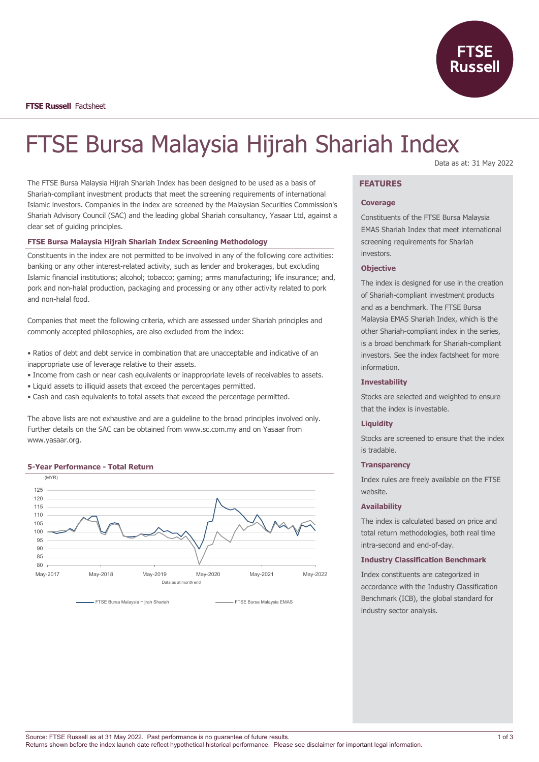FTSE Russell Factsheet

# FTSE Bursa Malaysia Hijrah Shariah Index

Data as at: 31 May 2022

The FTSE Bursa Malaysia Hijrah Shariah Index has been designed to be used as a basis of Shariah-compliant investment products that meet the screening requirements of international Islamic investors. Companies in the index are screened by the Malaysian Securities Commission's Shariah Advisory Council (SAC) and the leading global Shariah consultancy, Yasaar Ltd, against a clear set of guiding principles.

### FTSE Bursa Malaysia Hijrah Shariah Index Screening Methodology

Constituents in the index are not permitted to be involved in any of the following core activities: banking or any other interest-related activity, such as lender and brokerages, but excluding Islamic financial institutions; alcohol; tobacco; gaming; arms manufacturing; life insurance; and, pork and non-halal production, packaging and processing or any other activity related to pork and non-halal food.

Companies that meet the following criteria, which are assessed under Shariah principles and commonly accepted philosophies, are also excluded from the index:

- Ratios of debt and debt service in combination that are unacceptable and indicative of an inappropriate use of leverage relative to their assets.
- Income from cash or near cash equivalents or inappropriate levels of receivables to assets.
- Liquid assets to illiquid assets that exceed the percentages permitted.
- Cash and cash equivalents to total assets that exceed the percentage permitted.

The above lists are not exhaustive and are a guideline to the broad principles involved only. Further details on the SAC can be obtained from www.sc.com.my and on Yasaar from www.yasaar.org.

### 5-Year Performance - Total Return

(MYR)

125
120
115
110
105
100
95
90
85
80

May-2017 May-2018 May-2019 May-2020 May-2021 May-2022

Data as at month end

FTSE Bursa Malaysia Hijrah Shariah
FTSE Bursa Malaysia EMAS

## FEATURES

### Coverage

Constituents of the FTSE Bursa Malaysia EMAS Shariah Index that meet international screening requirements for Shariah investors.

### Objective

The index is designed for use in the creation of Shariah-compliant investment products and as a benchmark. The FTSE Bursa Malaysia EMAS Shariah Index, which is the other Shariah-compliant index in the series, is a broad benchmark for Shariah-compliant investors. See the index factsheet for more information.

### Investability

Stocks are selected and weighted to ensure that the index is investable.

### Liquidity

Stocks are screened to ensure that the index is tradable.

### Transparency

Index rules are freely available on the FTSE website.

### Availability

The index is calculated based on price and total return methodologies, both real time intra-second and end-of-day.

### Industry Classification Benchmark

Index constituents are categorized in accordance with the Industry Classification Benchmark (ICB), the global standard for industry sector analysis.

Source: FTSE Russell as at 31 May 2022. Past performance is no guarantee of future results.
Returns shown before the index launch date reflect hypothetical historical performance. Please see disclaimer for important legal information.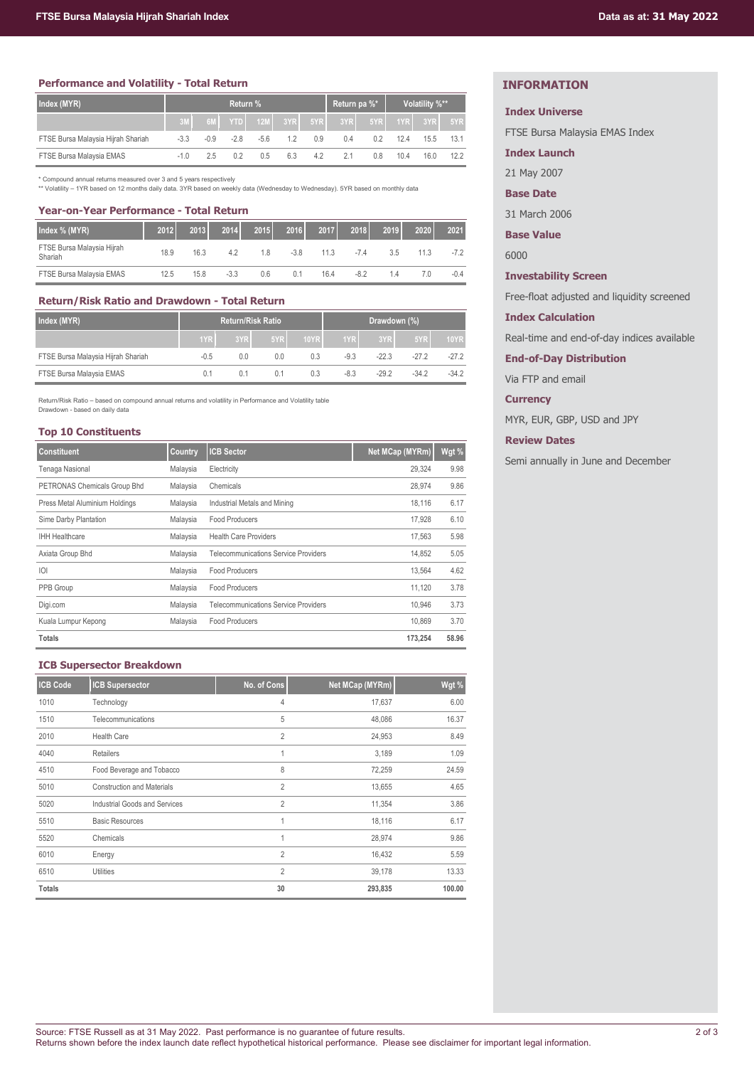## Performance and Volatility - Total Return

| Index (MYR) | Return % | | | | | | Return pa %* | | Volatility %** | | |
|---|---|---|---|---|---|---|---|---|---|---|---|
| | 3M | 6M | YTD | 12M | 3YR | 5YR | 3YR | 5YR | 1YR | 3YR | 5YR |
| FTSE Bursa Malaysia Hijrah Shariah | -3.3 | -0.9 | -2.8 | -5.6 | 1.2 | 0.9 | 0.4 | 0.2 | 12.4 | 15.5 | 13.1 |
| FTSE Bursa Malaysia EMAS | -1.0 | 2.5 | 0.2 | 0.5 | 6.3 | 4.2 | 2.1 | 0.8 | 10.4 | 16.0 | 12.2 |

\* Compound annual returns measured over 3 and 5 years respectively
\*\* Volatility – 1YR based on 12 months daily data. 3YR based on weekly data (Wednesday to Wednesday). 5YR based on monthly data

## Year-on-Year Performance - Total Return

| Index % (MYR) | 2012 | 2013 | 2014 | 2015 | 2016 | 2017 | 2018 | 2019 | 2020 | 2021 |
|---|---|---|---|---|---|---|---|---|---|---|
| FTSE Bursa Malaysia Hijrah Shariah | 18.9 | 16.3 | 4.2 | 1.8 | -3.8 | 11.3 | -7.4 | 3.5 | 11.3 | -7.2 |
| FTSE Bursa Malaysia EMAS | 12.5 | 15.8 | -3.3 | 0.6 | 0.1 | 16.4 | -8.2 | 1.4 | 7.0 | -0.4 |

## Return/Risk Ratio and Drawdown - Total Return

| Index (MYR) | Return/Risk Ratio | | | | Drawdown (%) | | | |
|---|---|---|---|---|---|---|---|---|
| | 1YR | 3YR | 5YR | 10YR | 1YR | 3YR | 5YR | 10YR |
| FTSE Bursa Malaysia Hijrah Shariah | -0.5 | 0.0 | 0.0 | 0.3 | -9.3 | -22.3 | -27.2 | -27.2 |
| FTSE Bursa Malaysia EMAS | 0.1 | 0.1 | 0.1 | 0.3 | -8.3 | -29.2 | -34.2 | -34.2 |

Return/Risk Ratio – based on compound annual returns and volatility in Performance and Volatility table
Drawdown - based on daily data

## Top 10 Constituents

| Constituent | Country | ICB Sector | Net MCap (MYRm) | Wgt % |
|---|---|---|---|---|
| Tenaga Nasional | Malaysia | Electricity | 29,324 | 9.98 |
| PETRONAS Chemicals Group Bhd | Malaysia | Chemicals | 28,974 | 9.86 |
| Press Metal Aluminium Holdings | Malaysia | Industrial Metals and Mining | 18,116 | 6.17 |
| Sime Darby Plantation | Malaysia | Food Producers | 17,928 | 6.10 |
| IHH Healthcare | Malaysia | Health Care Providers | 17,563 | 5.98 |
| Axiata Group Bhd | Malaysia | Telecommunications Service Providers | 14,852 | 5.05 |
| IOI | Malaysia | Food Producers | 13,564 | 4.62 |
| PPB Group | Malaysia | Food Producers | 11,120 | 3.78 |
| Digi.com | Malaysia | Telecommunications Service Providers | 10,946 | 3.73 |
| Kuala Lumpur Kepong | Malaysia | Food Producers | 10,869 | 3.70 |
| **Totals** | | | **173,254** | **58.96** |

## ICB Supersector Breakdown

| ICB Code | ICB Supersector | No. of Cons | Net MCap (MYRm) | Wgt % |
|---|---|---|---|---|
| 1010 | Technology | 4 | 17,637 | 6.00 |
| 1510 | Telecommunications | 5 | 48,086 | 16.37 |
| 2010 | Health Care | 2 | 24,953 | 8.49 |
| 4040 | Retailers | 1 | 3,189 | 1.09 |
| 4510 | Food Beverage and Tobacco | 8 | 72,259 | 24.59 |
| 5010 | Construction and Materials | 2 | 13,655 | 4.65 |
| 5020 | Industrial Goods and Services | 2 | 11,354 | 3.86 |
| 5510 | Basic Resources | 1 | 18,116 | 6.17 |
| 5520 | Chemicals | 1 | 28,974 | 9.86 |
| 6010 | Energy | 2 | 16,432 | 5.59 |
| 6510 | Utilities | 2 | 39,178 | 13.33 |
| **Totals** | | **30** | **293,835** | **100.00** |

## INFORMATION

**Index Universe**

FTSE Bursa Malaysia EMAS Index

**Index Launch**

21 May 2007

**Base Date**

31 March 2006

**Base Value**

6000

**Investability Screen**

Free-float adjusted and liquidity screened

**Index Calculation**

Real-time and end-of-day indices available

**End-of-Day Distribution**

Via FTP and email

**Currency**

MYR, EUR, GBP, USD and JPY

**Review Dates**

Semi annually in June and December

Source: FTSE Russell as at 31 May 2022. Past performance is no guarantee of future results.
Returns shown before the index launch date reflect hypothetical historical performance. Please see disclaimer for important legal information.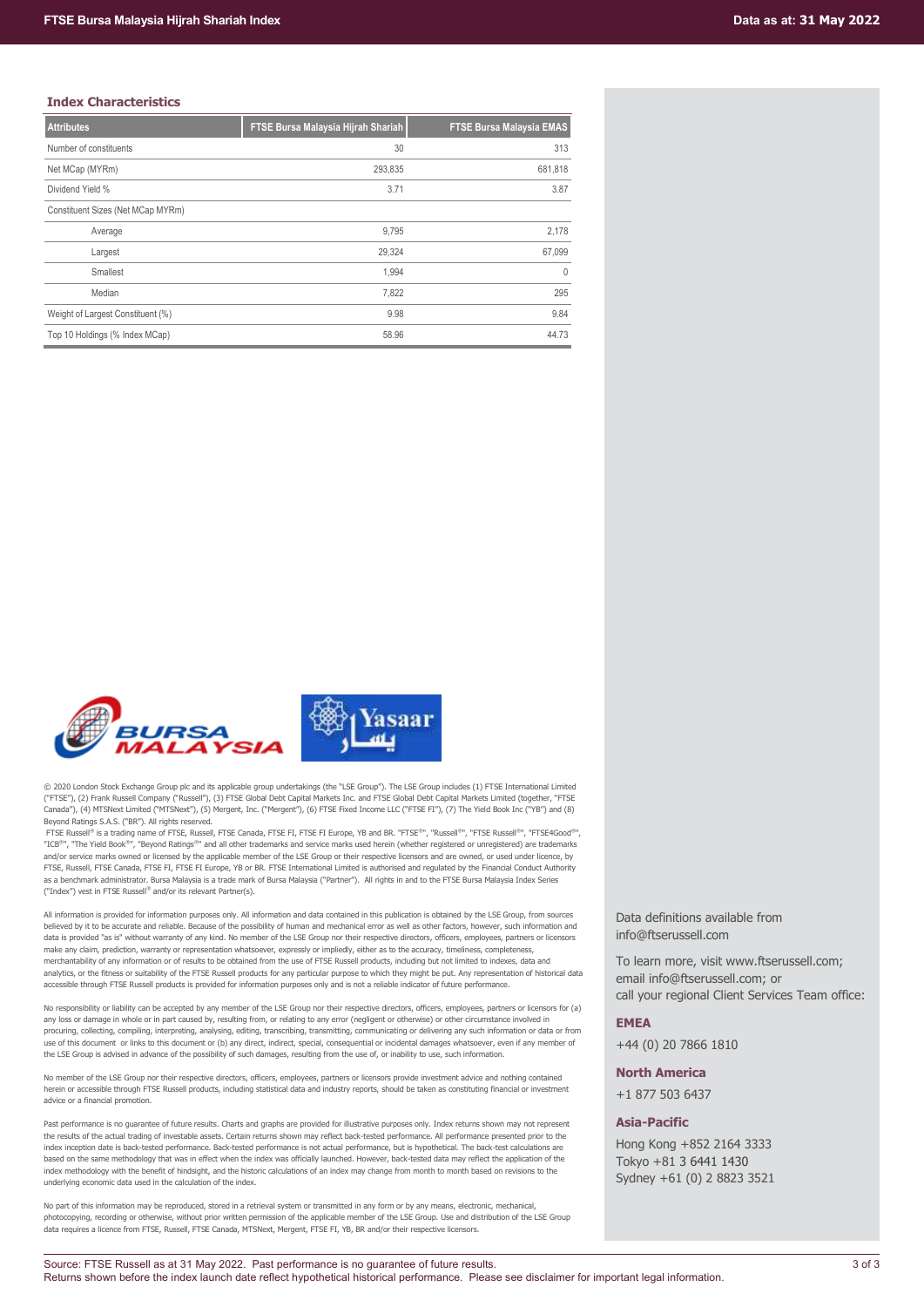## Index Characteristics

| Attributes | FTSE Bursa Malaysia Hijrah Shariah | FTSE Bursa Malaysia EMAS |
|---|---|---|
| Number of constituents | 30 | 313 |
| Net MCap (MYRm) | 293,835 | 681,818 |
| Dividend Yield % | 3.71 | 3.87 |
| Constituent Sizes (Net MCap MYRm) | | |
| Average | 9,795 | 2,178 |
| Largest | 29,324 | 67,099 |
| Smallest | 1,994 | 0 |
| Median | 7,822 | 295 |
| Weight of Largest Constituent (%) | 9.98 | 9.84 |
| Top 10 Holdings (% Index MCap) | 58.96 | 44.73 |

© 2020 London Stock Exchange Group plc and its applicable group undertakings (the "LSE Group"). The LSE Group includes (1) FTSE International Limited ("FTSE"), (2) Frank Russell Company ("Russell"), (3) FTSE Global Debt Capital Markets Inc. and FTSE Global Debt Capital Markets Limited (together, "FTSE Canada"), (4) MTSNext Limited ("MTSNext"), (5) Mergent, Inc. ("Mergent"), (6) FTSE Fixed Income LLC ("FTSE FI"), (7) The Yield Book Inc ("YB") and (8) Beyond Ratings S.A.S. ("BR"). All rights reserved.

FTSE Russell® is a trading name of FTSE, Russell, FTSE Canada, FTSE FI, FTSE FI Europe, YB and BR. "FTSE®", "Russell®", "FTSE Russell®", "FTSE4Good®", "ICB®", "The Yield Book®", "Beyond Ratings®" and all other trademarks and service marks used herein (whether registered or unregistered) are trademarks and/or service marks owned or licensed by the applicable member of the LSE Group or their respective licensors and are owned, or used under licence, by FTSE, Russell, FTSE Canada, FTSE FI, FTSE FI Europe, YB or BR. FTSE International Limited is authorised and regulated by the Financial Conduct Authority as a benchmark administrator. Bursa Malaysia is a trade mark of Bursa Malaysia ("Partner"). All rights in and to the FTSE Bursa Malaysia Index Series ("Index") vest in FTSE Russell® and/or its relevant Partner(s).

All information is provided for information purposes only. All information and data contained in this publication is obtained by the LSE Group, from sources believed by it to be accurate and reliable. Because of the possibility of human and mechanical error as well as other factors, however, such information and data is provided "as is" without warranty of any kind. No member of the LSE Group nor their respective directors, officers, employees, partners or licensors make any claim, prediction, warranty or representation whatsoever, expressly or impliedly, either as to the accuracy, timeliness, completeness, merchantability of any information or of results to be obtained from the use of FTSE Russell products, including but not limited to indexes, data and analytics, or the fitness or suitability of the FTSE Russell products for any particular purpose to which they might be put. Any representation of historical data accessible through FTSE Russell products is provided for information purposes only and is not a reliable indicator of future performance.

No responsibility or liability can be accepted by any member of the LSE Group nor their respective directors, officers, employees, partners or licensors for (a) any loss or damage in whole or in part caused by, resulting from, or relating to any error (negligent or otherwise) or other circumstance involved in procuring, collecting, compiling, interpreting, analysing, editing, transcribing, transmitting, communicating or delivering any such information or data or from use of this document or links to this document or (b) any direct, indirect, special, consequential or incidental damages whatsoever, even if any member of the LSE Group is advised in advance of the possibility of such damages, resulting from the use of, or inability to use, such information.

No member of the LSE Group nor their respective directors, officers, employees, partners or licensors provide investment advice and nothing contained herein or accessible through FTSE Russell products, including statistical data and industry reports, should be taken as constituting financial or investment advice or a financial promotion.

Past performance is no guarantee of future results. Charts and graphs are provided for illustrative purposes only. Index returns shown may not represent the results of the actual trading of investable assets. Certain returns shown may reflect back-tested performance. All performance presented prior to the index inception date is back-tested performance. Back-tested performance is not actual performance, but is hypothetical. The back-test calculations are based on the same methodology that was in effect when the index was officially launched. However, back-tested data may reflect the application of the index methodology with the benefit of hindsight, and the historic calculations of an index may change from month to month based on revisions to the underlying economic data used in the calculation of the index.

No part of this information may be reproduced, stored in a retrieval system or transmitted in any form or by any means, electronic, mechanical, photocopying, recording or otherwise, without prior written permission of the applicable member of the LSE Group. Use and distribution of the LSE Group data requires a licence from FTSE, Russell, FTSE Canada, MTSNext, Mergent, FTSE FI, YB, BR and/or their respective licensors.

Data definitions available from info@ftserussell.com

To learn more, visit www.ftserussell.com; email info@ftserussell.com; or call your regional Client Services Team office:

**EMEA**

+44 (0) 20 7866 1810

**North America**

+1 877 503 6437

**Asia-Pacific**

Hong Kong +852 2164 3333
Tokyo +81 3 6441 1430
Sydney +61 (0) 2 8823 3521

Source: FTSE Russell as at 31 May 2022. Past performance is no guarantee of future results.
Returns shown before the index launch date reflect hypothetical historical performance. Please see disclaimer for important legal information.